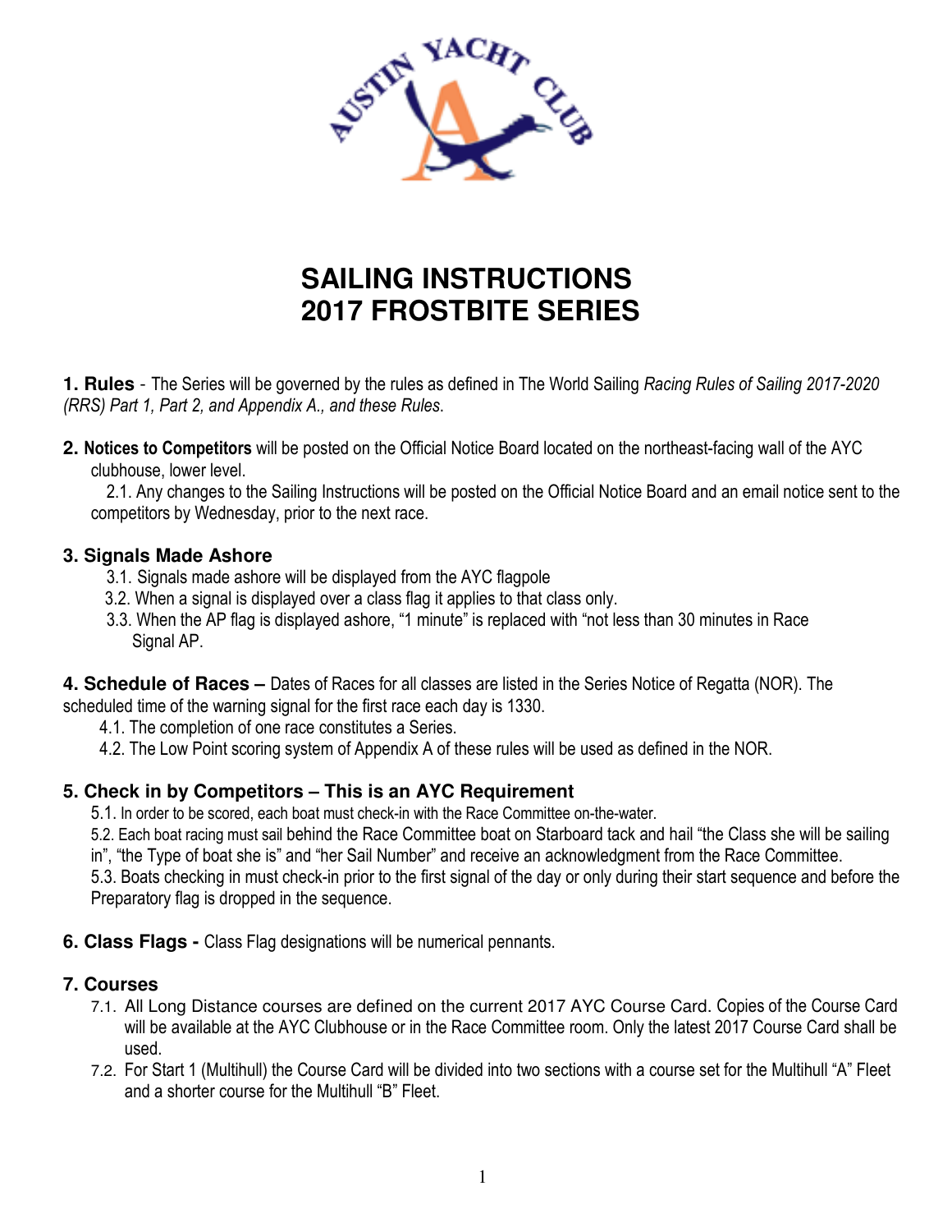# SAILING INSTRUCTIONS
# 2017 FROSTBITE SERIES

**1. Rules** - The Series will be governed by the rules as defined in The World Sailing *Racing Rules of Sailing 2017-2020 (RRS) Part 1, Part 2, and Appendix A., and these Rules*.

**2. Notices to Competitors** will be posted on the Official Notice Board located on the northeast-facing wall of the AYC clubhouse, lower level.

2.1. Any changes to the Sailing Instructions will be posted on the Official Notice Board and an email notice sent to the competitors by Wednesday, prior to the next race.

### 3. Signals Made Ashore

3.1. Signals made ashore will be displayed from the AYC flagpole

3.2. When a signal is displayed over a class flag it applies to that class only.

3.3. When the AP flag is displayed ashore, "1 minute" is replaced with "not less than 30 minutes in Race Signal AP.

**4. Schedule of Races –** Dates of Races for all classes are listed in the Series Notice of Regatta (NOR). The scheduled time of the warning signal for the first race each day is 1330.

4.1. The completion of one race constitutes a Series.

4.2. The Low Point scoring system of Appendix A of these rules will be used as defined in the NOR.

### 5. Check in by Competitors – This is an AYC Requirement

5.1. In order to be scored, each boat must check-in with the Race Committee on-the-water.

5.2. Each boat racing must sail behind the Race Committee boat on Starboard tack and hail "the Class she will be sailing in", "the Type of boat she is" and "her Sail Number" and receive an acknowledgment from the Race Committee.

5.3. Boats checking in must check-in prior to the first signal of the day or only during their start sequence and before the Preparatory flag is dropped in the sequence.

**6. Class Flags -** Class Flag designations will be numerical pennants.

### 7. Courses

7.1. All Long Distance courses are defined on the current 2017 AYC Course Card. Copies of the Course Card will be available at the AYC Clubhouse or in the Race Committee room. Only the latest 2017 Course Card shall be used.

7.2. For Start 1 (Multihull) the Course Card will be divided into two sections with a course set for the Multihull "A" Fleet and a shorter course for the Multihull "B" Fleet.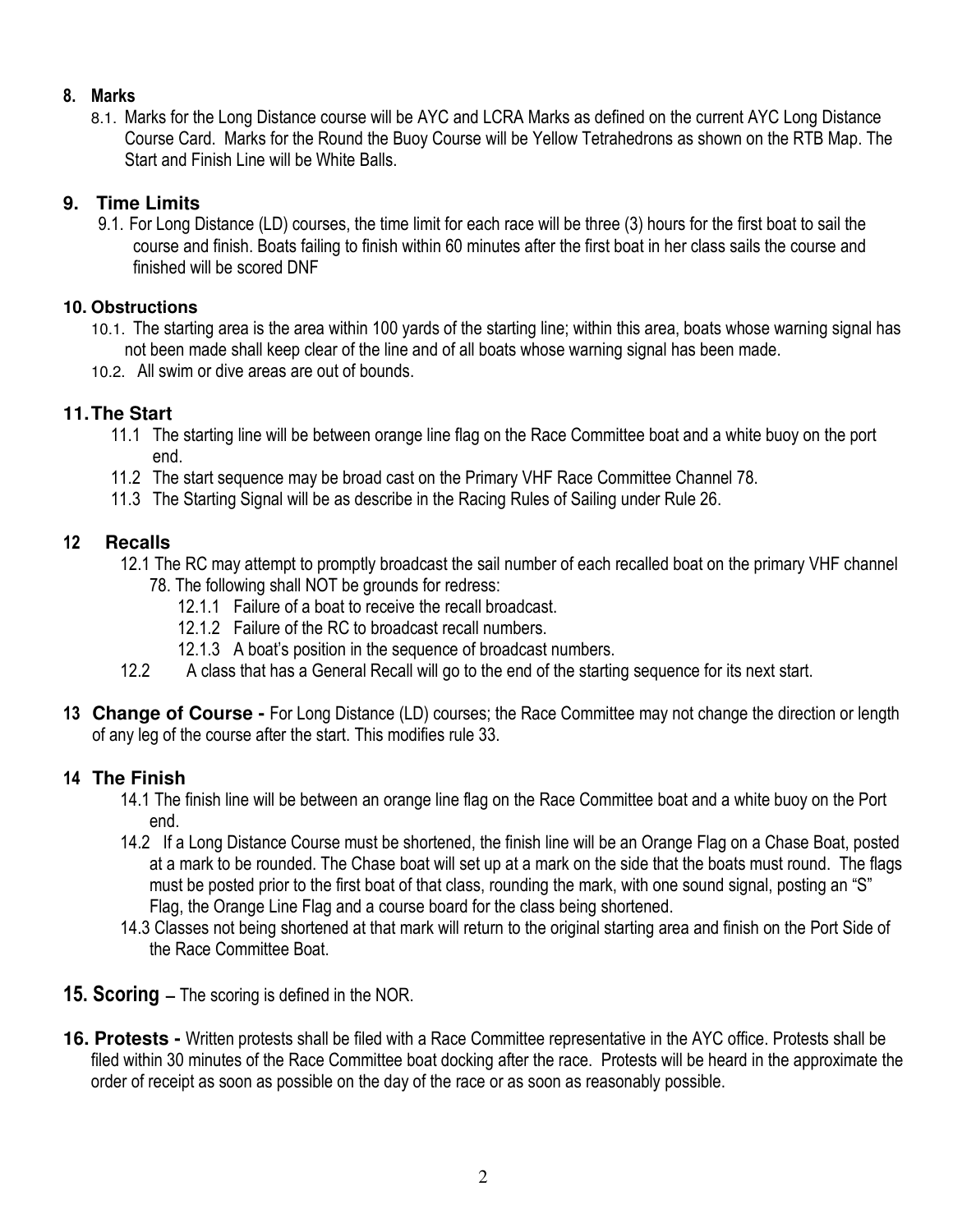## 8. Marks

8.1. Marks for the Long Distance course will be AYC and LCRA Marks as defined on the current AYC Long Distance Course Card. Marks for the Round the Buoy Course will be Yellow Tetrahedrons as shown on the RTB Map. The Start and Finish Line will be White Balls.

## 9. Time Limits

9.1. For Long Distance (LD) courses, the time limit for each race will be three (3) hours for the first boat to sail the course and finish. Boats failing to finish within 60 minutes after the first boat in her class sails the course and finished will be scored DNF

## 10. Obstructions

10.1. The starting area is the area within 100 yards of the starting line; within this area, boats whose warning signal has not been made shall keep clear of the line and of all boats whose warning signal has been made.

10.2. All swim or dive areas are out of bounds.

## 11. The Start

11.1 The starting line will be between orange line flag on the Race Committee boat and a white buoy on the port end.

11.2 The start sequence may be broad cast on the Primary VHF Race Committee Channel 78.

11.3 The Starting Signal will be as describe in the Racing Rules of Sailing under Rule 26.

## 12 Recalls

12.1 The RC may attempt to promptly broadcast the sail number of each recalled boat on the primary VHF channel 78. The following shall NOT be grounds for redress:

12.1.1 Failure of a boat to receive the recall broadcast.

12.1.2 Failure of the RC to broadcast recall numbers.

12.1.3 A boat's position in the sequence of broadcast numbers.

12.2 A class that has a General Recall will go to the end of the starting sequence for its next start.

**13 Change of Course -** For Long Distance (LD) courses; the Race Committee may not change the direction or length of any leg of the course after the start. This modifies rule 33.

## 14 The Finish

14.1 The finish line will be between an orange line flag on the Race Committee boat and a white buoy on the Port end.

14.2 If a Long Distance Course must be shortened, the finish line will be an Orange Flag on a Chase Boat, posted at a mark to be rounded. The Chase boat will set up at a mark on the side that the boats must round. The flags must be posted prior to the first boat of that class, rounding the mark, with one sound signal, posting an "S" Flag, the Orange Line Flag and a course board for the class being shortened.

14.3 Classes not being shortened at that mark will return to the original starting area and finish on the Port Side of the Race Committee Boat.

**15. Scoring –** The scoring is defined in the NOR.

**16. Protests -** Written protests shall be filed with a Race Committee representative in the AYC office. Protests shall be filed within 30 minutes of the Race Committee boat docking after the race. Protests will be heard in the approximate the order of receipt as soon as possible on the day of the race or as soon as reasonably possible.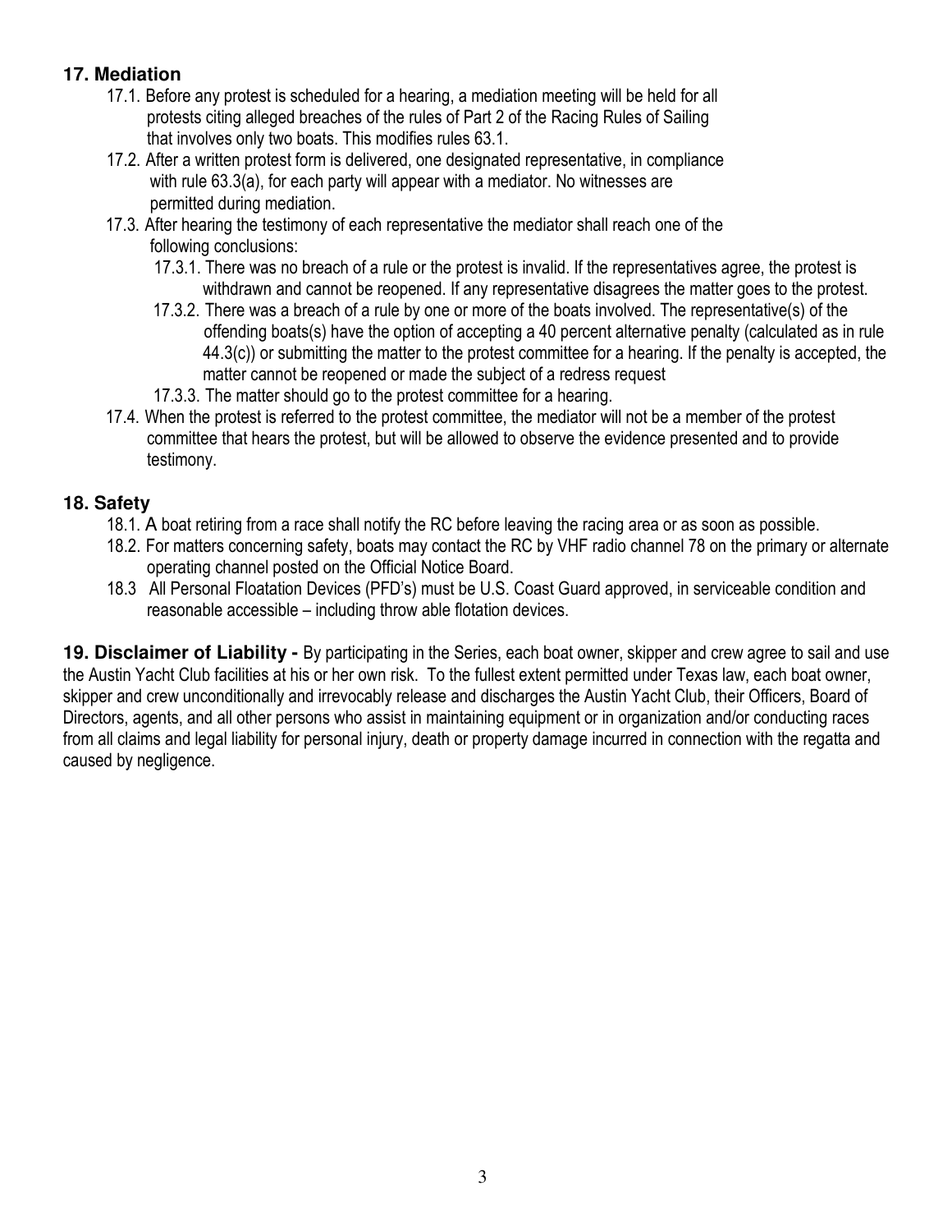## 17. Mediation

- 17.1. Before any protest is scheduled for a hearing, a mediation meeting will be held for all protests citing alleged breaches of the rules of Part 2 of the Racing Rules of Sailing that involves only two boats. This modifies rules 63.1.
- 17.2. After a written protest form is delivered, one designated representative, in compliance with rule 63.3(a), for each party will appear with a mediator. No witnesses are permitted during mediation.
- 17.3. After hearing the testimony of each representative the mediator shall reach one of the following conclusions:
  - 17.3.1. There was no breach of a rule or the protest is invalid. If the representatives agree, the protest is withdrawn and cannot be reopened. If any representative disagrees the matter goes to the protest.
  - 17.3.2. There was a breach of a rule by one or more of the boats involved. The representative(s) of the offending boats(s) have the option of accepting a 40 percent alternative penalty (calculated as in rule 44.3(c)) or submitting the matter to the protest committee for a hearing. If the penalty is accepted, the matter cannot be reopened or made the subject of a redress request
  - 17.3.3. The matter should go to the protest committee for a hearing.
- 17.4. When the protest is referred to the protest committee, the mediator will not be a member of the protest committee that hears the protest, but will be allowed to observe the evidence presented and to provide testimony.

## 18. Safety

- 18.1. A boat retiring from a race shall notify the RC before leaving the racing area or as soon as possible.
- 18.2. For matters concerning safety, boats may contact the RC by VHF radio channel 78 on the primary or alternate operating channel posted on the Official Notice Board.
- 18.3 All Personal Floatation Devices (PFD's) must be U.S. Coast Guard approved, in serviceable condition and reasonable accessible – including throw able flotation devices.

**19. Disclaimer of Liability -** By participating in the Series, each boat owner, skipper and crew agree to sail and use the Austin Yacht Club facilities at his or her own risk. To the fullest extent permitted under Texas law, each boat owner, skipper and crew unconditionally and irrevocably release and discharges the Austin Yacht Club, their Officers, Board of Directors, agents, and all other persons who assist in maintaining equipment or in organization and/or conducting races from all claims and legal liability for personal injury, death or property damage incurred in connection with the regatta and caused by negligence.